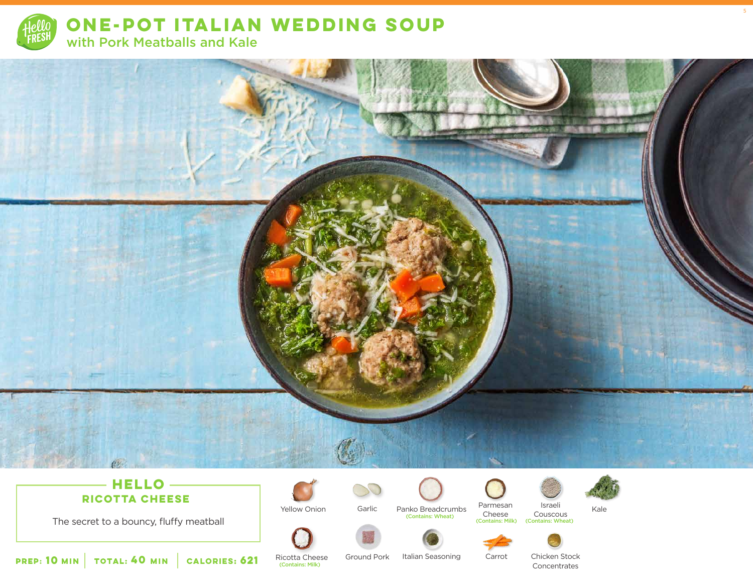# ONE-POT ITALIAN WEDDING SOUP

## with Pork Meatballs and Kale

### HELLO RICOTTA CHEESE

The secret to a bouncy, fluffy meatball

**PREP: 10 MIN** | **TOTAL: 40 MIN** | **CALORIES: 621**

- Yellow Onion
- Garlic
- Panko Breadcrumbs (Contains: Wheat)
- Parmesan Cheese (Contains: Milk)
- Israeli Couscous (Contains: Wheat)
- Kale
- Ricotta Cheese (Contains: Milk)
- Ground Pork
- Italian Seasoning
- Carrot
- Chicken Stock Concentrates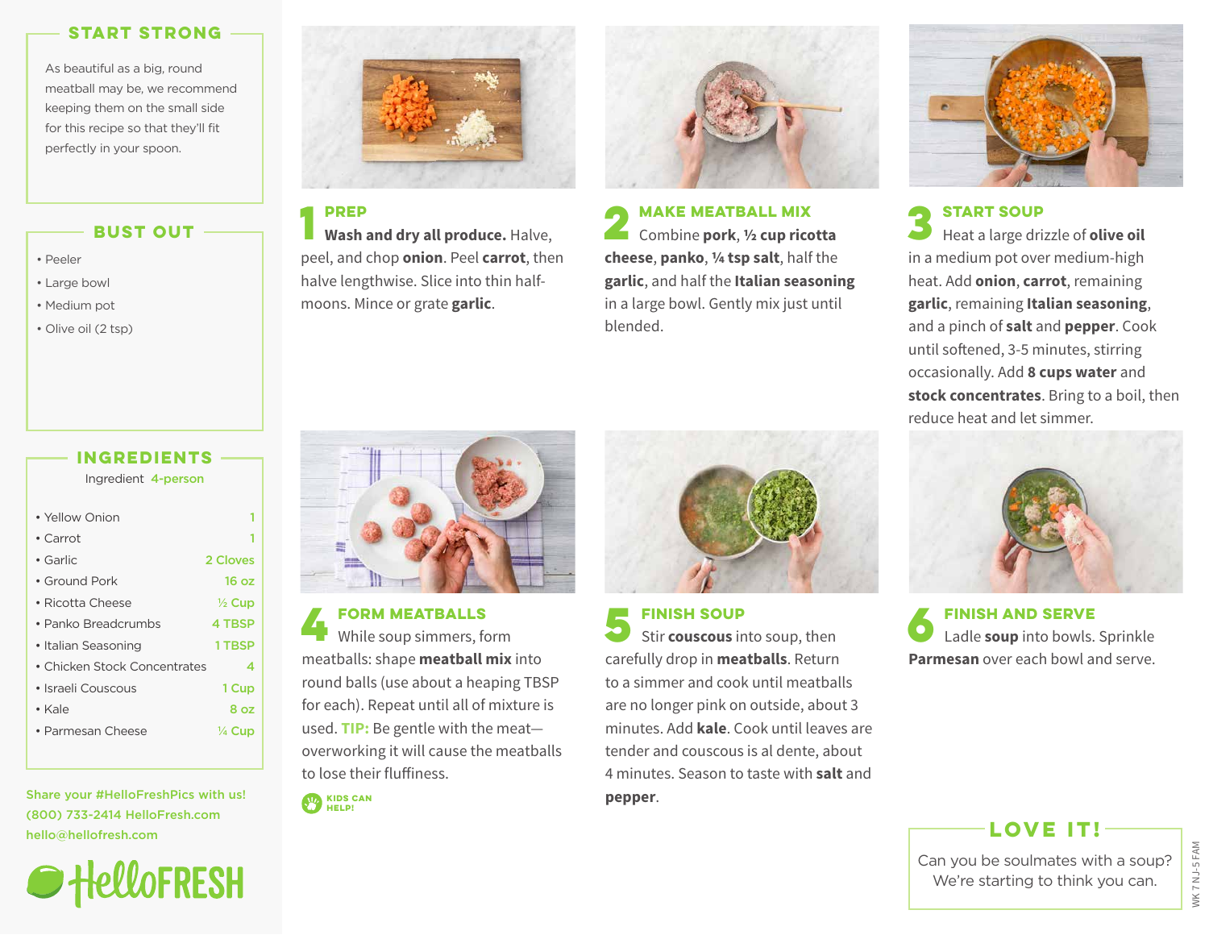## START STRONG

As beautiful as a big, round meatball may be, we recommend keeping them on the small side for this recipe so that they'll fit perfectly in your spoon.

## BUST OUT

- Peeler
- Large bowl
- Medium pot
- Olive oil (2 tsp)

## INGREDIENTS

| Ingredient | 4-person |
|---|---|
| Yellow Onion | 1 |
| Carrot | 1 |
| Garlic | 2 Cloves |
| Ground Pork | 16 oz |
| Ricotta Cheese | ½ Cup |
| Panko Breadcrumbs | 4 TBSP |
| Italian Seasoning | 1 TBSP |
| Chicken Stock Concentrates | 4 |
| Israeli Couscous | 1 Cup |
| Kale | 8 oz |
| Parmesan Cheese | ¼ Cup |

Share your #HelloFreshPics with us!
(800) 733-2414 HelloFresh.com
hello@hellofresh.com

HelloFRESH

### 1 PREP

**Wash and dry all produce.** Halve, peel, and chop **onion**. Peel **carrot**, then halve lengthwise. Slice into thin half-moons. Mince or grate **garlic**.

### 2 MAKE MEATBALL MIX

Combine **pork**, **½ cup ricotta cheese**, **panko**, **¼ tsp salt**, half the **garlic**, and half the **Italian seasoning** in a large bowl. Gently mix just until blended.

### 3 START SOUP

Heat a large drizzle of **olive oil** in a medium pot over medium-high heat. Add **onion**, **carrot**, remaining **garlic**, remaining **Italian seasoning**, and a pinch of **salt** and **pepper**. Cook until softened, 3-5 minutes, stirring occasionally. Add **8 cups water** and **stock concentrates**. Bring to a boil, then reduce heat and let simmer.

### 4 FORM MEATBALLS

While soup simmers, form meatballs: shape **meatball mix** into round balls (use about a heaping TBSP for each). Repeat until all of mixture is used. **TIP:** Be gentle with the meat—overworking it will cause the meatballs to lose their fluffiness.

KIDS CAN HELP!

### 5 FINISH SOUP

Stir **couscous** into soup, then carefully drop in **meatballs**. Return to a simmer and cook until meatballs are no longer pink on outside, about 3 minutes. Add **kale**. Cook until leaves are tender and couscous is al dente, about 4 minutes. Season to taste with **salt** and **pepper**.

### 6 FINISH AND SERVE

Ladle **soup** into bowls. Sprinkle **Parmesan** over each bowl and serve.

## LOVE IT!

Can you be soulmates with a soup? We're starting to think you can.

WK 7 NJ-5 FAM